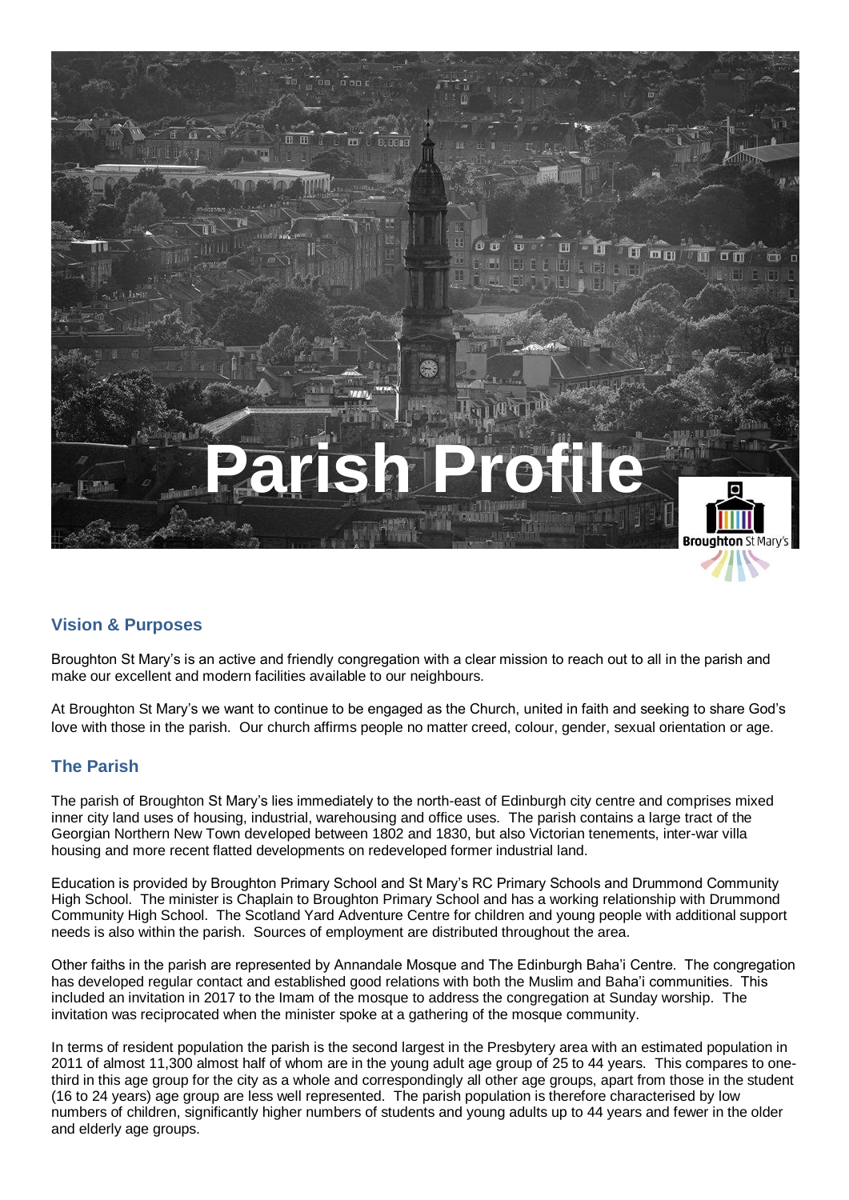# Parish Profile

Broughton St Mary's

## Vision & Purposes

Broughton St Mary's is an active and friendly congregation with a clear mission to reach out to all in the parish and make our excellent and modern facilities available to our neighbours.

At Broughton St Mary's we want to continue to be engaged as the Church, united in faith and seeking to share God's love with those in the parish. Our church affirms people no matter creed, colour, gender, sexual orientation or age.

## The Parish

The parish of Broughton St Mary's lies immediately to the north-east of Edinburgh city centre and comprises mixed inner city land uses of housing, industrial, warehousing and office uses. The parish contains a large tract of the Georgian Northern New Town developed between 1802 and 1830, but also Victorian tenements, inter-war villa housing and more recent flatted developments on redeveloped former industrial land.

Education is provided by Broughton Primary School and St Mary's RC Primary Schools and Drummond Community High School. The minister is Chaplain to Broughton Primary School and has a working relationship with Drummond Community High School. The Scotland Yard Adventure Centre for children and young people with additional support needs is also within the parish. Sources of employment are distributed throughout the area.

Other faiths in the parish are represented by Annandale Mosque and The Edinburgh Baha'i Centre. The congregation has developed regular contact and established good relations with both the Muslim and Baha'i communities. This included an invitation in 2017 to the Imam of the mosque to address the congregation at Sunday worship. The invitation was reciprocated when the minister spoke at a gathering of the mosque community.

In terms of resident population the parish is the second largest in the Presbytery area with an estimated population in 2011 of almost 11,300 almost half of whom are in the young adult age group of 25 to 44 years. This compares to one-third in this age group for the city as a whole and correspondingly all other age groups, apart from those in the student (16 to 24 years) age group are less well represented. The parish population is therefore characterised by low numbers of children, significantly higher numbers of students and young adults up to 44 years and fewer in the older and elderly age groups.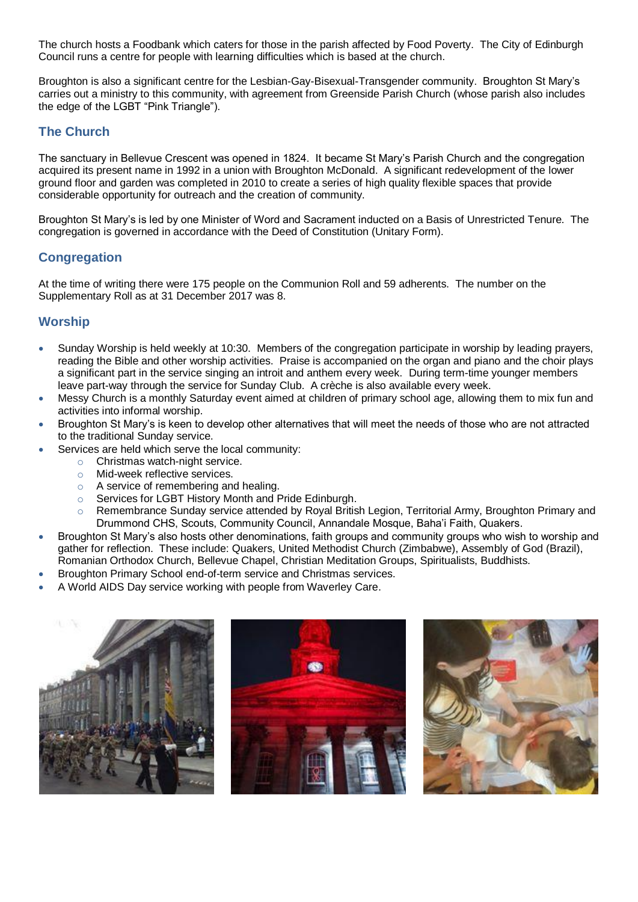The church hosts a Foodbank which caters for those in the parish affected by Food Poverty. The City of Edinburgh Council runs a centre for people with learning difficulties which is based at the church.

Broughton is also a significant centre for the Lesbian-Gay-Bisexual-Transgender community. Broughton St Mary's carries out a ministry to this community, with agreement from Greenside Parish Church (whose parish also includes the edge of the LGBT "Pink Triangle").

## The Church

The sanctuary in Bellevue Crescent was opened in 1824. It became St Mary's Parish Church and the congregation acquired its present name in 1992 in a union with Broughton McDonald. A significant redevelopment of the lower ground floor and garden was completed in 2010 to create a series of high quality flexible spaces that provide considerable opportunity for outreach and the creation of community.

Broughton St Mary's is led by one Minister of Word and Sacrament inducted on a Basis of Unrestricted Tenure. The congregation is governed in accordance with the Deed of Constitution (Unitary Form).

## Congregation

At the time of writing there were 175 people on the Communion Roll and 59 adherents. The number on the Supplementary Roll as at 31 December 2017 was 8.

## Worship

- Sunday Worship is held weekly at 10:30. Members of the congregation participate in worship by leading prayers, reading the Bible and other worship activities. Praise is accompanied on the organ and piano and the choir plays a significant part in the service singing an introit and anthem every week. During term-time younger members leave part-way through the service for Sunday Club. A crèche is also available every week.
- Messy Church is a monthly Saturday event aimed at children of primary school age, allowing them to mix fun and activities into informal worship.
- Broughton St Mary's is keen to develop other alternatives that will meet the needs of those who are not attracted to the traditional Sunday service.
- Services are held which serve the local community:
  - Christmas watch-night service.
  - Mid-week reflective services.
  - A service of remembering and healing.
  - Services for LGBT History Month and Pride Edinburgh.
  - Remembrance Sunday service attended by Royal British Legion, Territorial Army, Broughton Primary and Drummond CHS, Scouts, Community Council, Annandale Mosque, Baha'i Faith, Quakers.
- Broughton St Mary's also hosts other denominations, faith groups and community groups who wish to worship and gather for reflection. These include: Quakers, United Methodist Church (Zimbabwe), Assembly of God (Brazil), Romanian Orthodox Church, Bellevue Chapel, Christian Meditation Groups, Spiritualists, Buddhists.
- Broughton Primary School end-of-term service and Christmas services.
- A World AIDS Day service working with people from Waverley Care.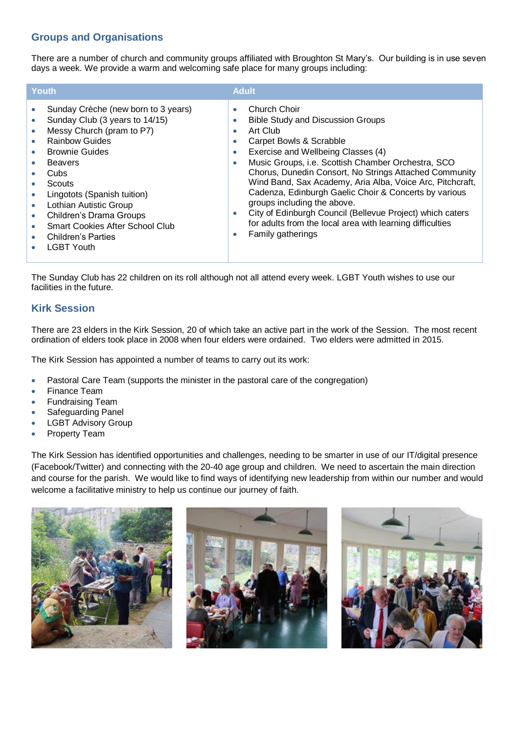## Groups and Organisations

There are a number of church and community groups affiliated with Broughton St Mary's. Our building is in use seven days a week. We provide a warm and welcoming safe place for many groups including:

| Youth | Adult |
|---|---|
| • Sunday Crèche (new born to 3 years)<br>• Sunday Club (3 years to 14/15)<br>• Messy Church (pram to P7)<br>• Rainbow Guides<br>• Brownie Guides<br>• Beavers<br>• Cubs<br>• Scouts<br>• Lingotots (Spanish tuition)<br>• Lothian Autistic Group<br>• Children's Drama Groups<br>• Smart Cookies After School Club<br>• Children's Parties<br>• LGBT Youth | • Church Choir<br>• Bible Study and Discussion Groups<br>• Art Club<br>• Carpet Bowls & Scrabble<br>• Exercise and Wellbeing Classes (4)<br>• Music Groups, i.e. Scottish Chamber Orchestra, SCO Chorus, Dunedin Consort, No Strings Attached Community Wind Band, Sax Academy, Aria Alba, Voice Arc, Pitchcraft, Cadenza, Edinburgh Gaelic Choir & Concerts by various groups including the above.<br>• City of Edinburgh Council (Bellevue Project) which caters for adults from the local area with learning difficulties<br>• Family gatherings |

The Sunday Club has 22 children on its roll although not all attend every week. LGBT Youth wishes to use our facilities in the future.

## Kirk Session

There are 23 elders in the Kirk Session, 20 of which take an active part in the work of the Session. The most recent ordination of elders took place in 2008 when four elders were ordained. Two elders were admitted in 2015.

The Kirk Session has appointed a number of teams to carry out its work:

- Pastoral Care Team (supports the minister in the pastoral care of the congregation)
- Finance Team
- Fundraising Team
- Safeguarding Panel
- LGBT Advisory Group
- Property Team

The Kirk Session has identified opportunities and challenges, needing to be smarter in use of our IT/digital presence (Facebook/Twitter) and connecting with the 20-40 age group and children. We need to ascertain the main direction and course for the parish. We would like to find ways of identifying new leadership from within our number and would welcome a facilitative ministry to help us continue our journey of faith.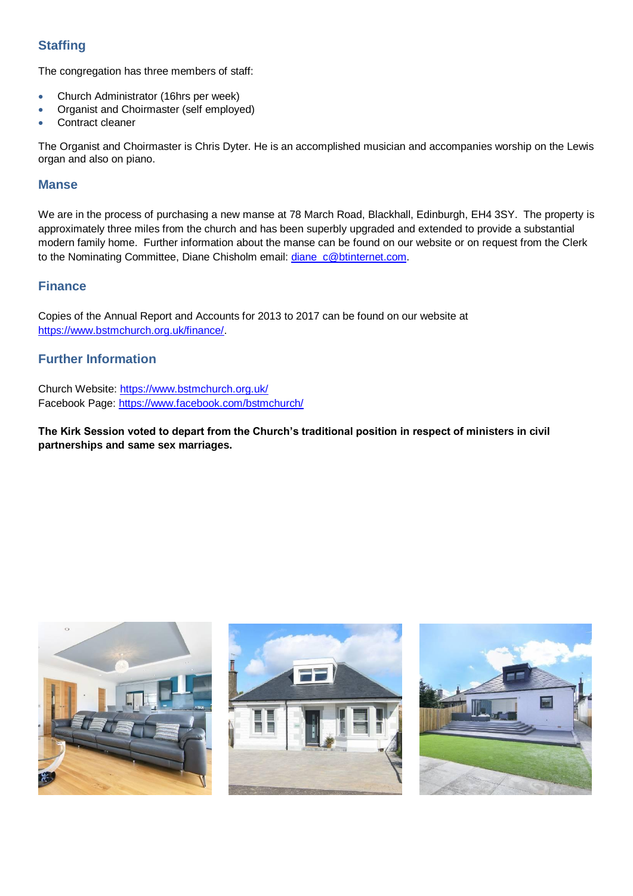## Staffing

The congregation has three members of staff:

- Church Administrator (16hrs per week)
- Organist and Choirmaster (self employed)
- Contract cleaner

The Organist and Choirmaster is Chris Dyter. He is an accomplished musician and accompanies worship on the Lewis organ and also on piano.

## Manse

We are in the process of purchasing a new manse at 78 March Road, Blackhall, Edinburgh, EH4 3SY. The property is approximately three miles from the church and has been superbly upgraded and extended to provide a substantial modern family home. Further information about the manse can be found on our website or on request from the Clerk to the Nominating Committee, Diane Chisholm email: diane_c@btinternet.com.

## Finance

Copies of the Annual Report and Accounts for 2013 to 2017 can be found on our website at https://www.bstmchurch.org.uk/finance/.

## Further Information

Church Website: https://www.bstmchurch.org.uk/
Facebook Page: https://www.facebook.com/bstmchurch/

**The Kirk Session voted to depart from the Church's traditional position in respect of ministers in civil partnerships and same sex marriages.**